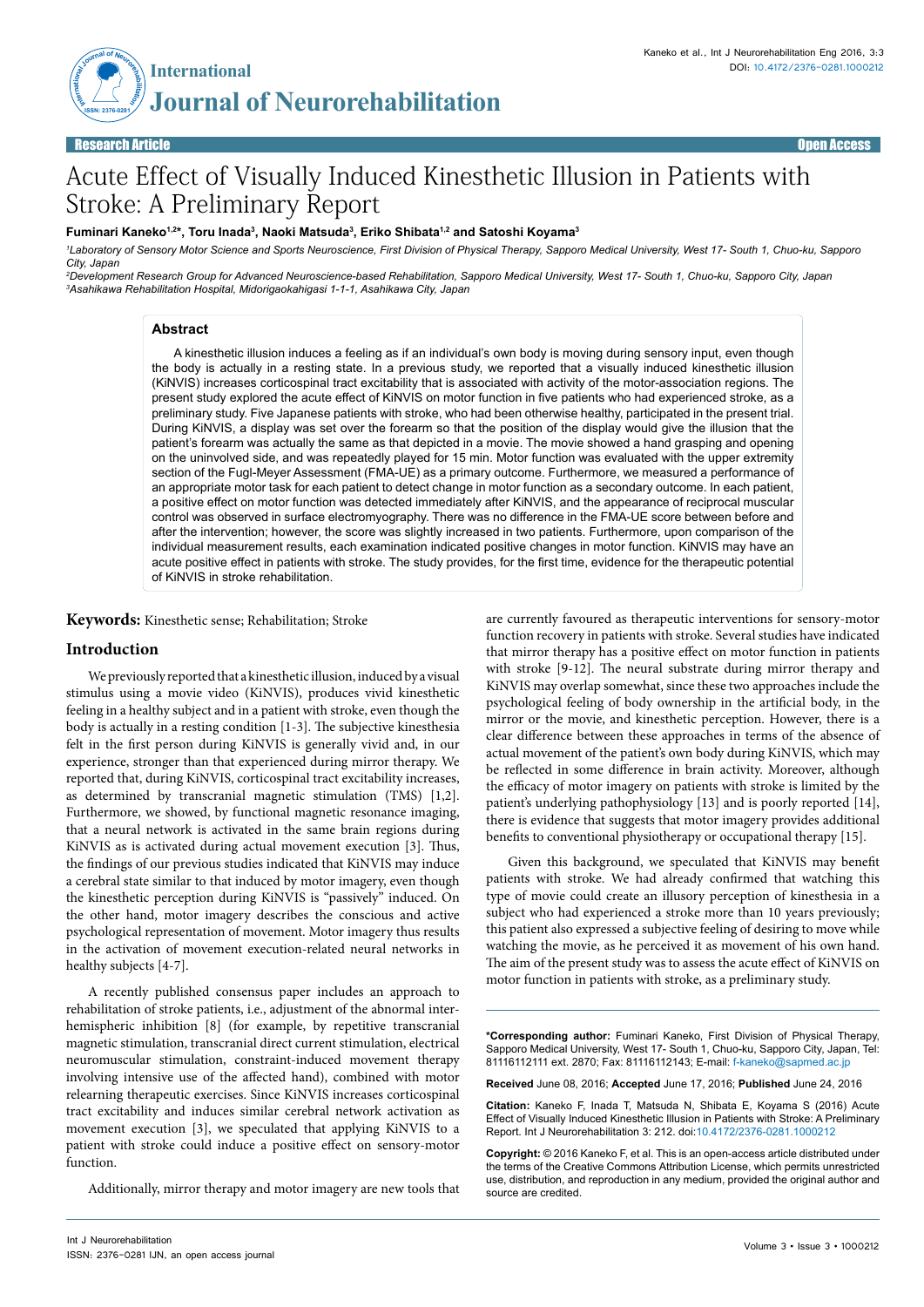Research Article | Open Access

# Acute Effect of Visually Induced Kinesthetic Illusion in Patients with Stroke: A Preliminary Report

**Fuminari Kaneko[1,2]*, Toru Inada[3], Naoki Matsuda[3], Eriko Shibata[1,2] and Satoshi Koyama[3]**

[1]*Laboratory of Sensory Motor Science and Sports Neuroscience, First Division of Physical Therapy, Sapporo Medical University, West 17- South 1, Chuo-ku, Sapporo City, Japan*

[2]*Development Research Group for Advanced Neuroscience-based Rehabilitation, Sapporo Medical University, West 17- South 1, Chuo-ku, Sapporo City, Japan*

[3]*Asahikawa Rehabilitation Hospital, Midorigaokahigasi 1-1-1, Asahikawa City, Japan*

## Abstract

A kinesthetic illusion induces a feeling as if an individual's own body is moving during sensory input, even though the body is actually in a resting state. In a previous study, we reported that a visually induced kinesthetic illusion (KiNVIS) increases corticospinal tract excitability that is associated with activity of the motor-association regions. The present study explored the acute effect of KiNVIS on motor function in five patients who had experienced stroke, as a preliminary study. Five Japanese patients with stroke, who had been otherwise healthy, participated in the present trial. During KiNVIS, a display was set over the forearm so that the position of the display would give the illusion that the patient's forearm was actually the same as that depicted in a movie. The movie showed a hand grasping and opening on the uninvolved side, and was repeatedly played for 15 min. Motor function was evaluated with the upper extremity section of the Fugl-Meyer Assessment (FMA-UE) as a primary outcome. Furthermore, we measured a performance of an appropriate motor task for each patient to detect change in motor function as a secondary outcome. In each patient, a positive effect on motor function was detected immediately after KiNVIS, and the appearance of reciprocal muscular control was observed in surface electromyography. There was no difference in the FMA-UE score between before and after the intervention; however, the score was slightly increased in two patients. Furthermore, upon comparison of the individual measurement results, each examination indicated positive changes in motor function. KiNVIS may have an acute positive effect in patients with stroke. The study provides, for the first time, evidence for the therapeutic potential of KiNVIS in stroke rehabilitation.

**Keywords:** Kinesthetic sense; Rehabilitation; Stroke

## Introduction

We previously reported that a kinesthetic illusion, induced by a visual stimulus using a movie video (KiNVIS), produces vivid kinesthetic feeling in a healthy subject and in a patient with stroke, even though the body is actually in a resting condition [1-3]. The subjective kinesthesia felt in the first person during KiNVIS is generally vivid and, in our experience, stronger than that experienced during mirror therapy. We reported that, during KiNVIS, corticospinal tract excitability increases, as determined by transcranial magnetic stimulation (TMS) [1,2]. Furthermore, we showed, by functional magnetic resonance imaging, that a neural network is activated in the same brain regions during KiNVIS as is activated during actual movement execution [3]. Thus, the findings of our previous studies indicated that KiNVIS may induce a cerebral state similar to that induced by motor imagery, even though the kinesthetic perception during KiNVIS is "passively" induced. On the other hand, motor imagery describes the conscious and active psychological representation of movement. Motor imagery thus results in the activation of movement execution-related neural networks in healthy subjects [4-7].

A recently published consensus paper includes an approach to rehabilitation of stroke patients, i.e., adjustment of the abnormal inter-hemispheric inhibition [8] (for example, by repetitive transcranial magnetic stimulation, transcranial direct current stimulation, electrical neuromuscular stimulation, constraint-induced movement therapy involving intensive use of the affected hand), combined with motor relearning therapeutic exercises. Since KiNVIS increases corticospinal tract excitability and induces similar cerebral network activation as movement execution [3], we speculated that applying KiNVIS to a patient with stroke could induce a positive effect on sensory-motor function.

Additionally, mirror therapy and motor imagery are new tools that are currently favoured as therapeutic interventions for sensory-motor function recovery in patients with stroke. Several studies have indicated that mirror therapy has a positive effect on motor function in patients with stroke [9-12]. The neural substrate during mirror therapy and KiNVIS may overlap somewhat, since these two approaches include the psychological feeling of body ownership in the artificial body, in the mirror or the movie, and kinesthetic perception. However, there is a clear difference between these approaches in terms of the absence of actual movement of the patient's own body during KiNVIS, which may be reflected in some difference in brain activity. Moreover, although the efficacy of motor imagery on patients with stroke is limited by the patient's underlying pathophysiology [13] and is poorly reported [14], there is evidence that suggests that motor imagery provides additional benefits to conventional physiotherapy or occupational therapy [15].

Given this background, we speculated that KiNVIS may benefit patients with stroke. We had already confirmed that watching this type of movie could create an illusory perception of kinesthesia in a subject who had experienced a stroke more than 10 years previously; this patient also expressed a subjective feeling of desiring to move while watching the movie, as he perceived it as movement of his own hand. The aim of the present study was to assess the acute effect of KiNVIS on motor function in patients with stroke, as a preliminary study.

**\*Corresponding author:** Fuminari Kaneko, First Division of Physical Therapy, Sapporo Medical University, West 17- South 1, Chuo-ku, Sapporo City, Japan, Tel: 81116112111 ext. 2870; Fax: 81116112143; E-mail: f-kaneko@sapmed.ac.jp

**Received** June 08, 2016; **Accepted** June 17, 2016; **Published** June 24, 2016

**Citation:** Kaneko F, Inada T, Matsuda N, Shibata E, Koyama S (2016) Acute Effect of Visually Induced Kinesthetic Illusion in Patients with Stroke: A Preliminary Report. Int J Neurorehabilitation 3: 212. doi:10.4172/2376-0281.1000212

**Copyright:** © 2016 Kaneko F, et al. This is an open-access article distributed under the terms of the Creative Commons Attribution License, which permits unrestricted use, distribution, and reproduction in any medium, provided the original author and source are credited.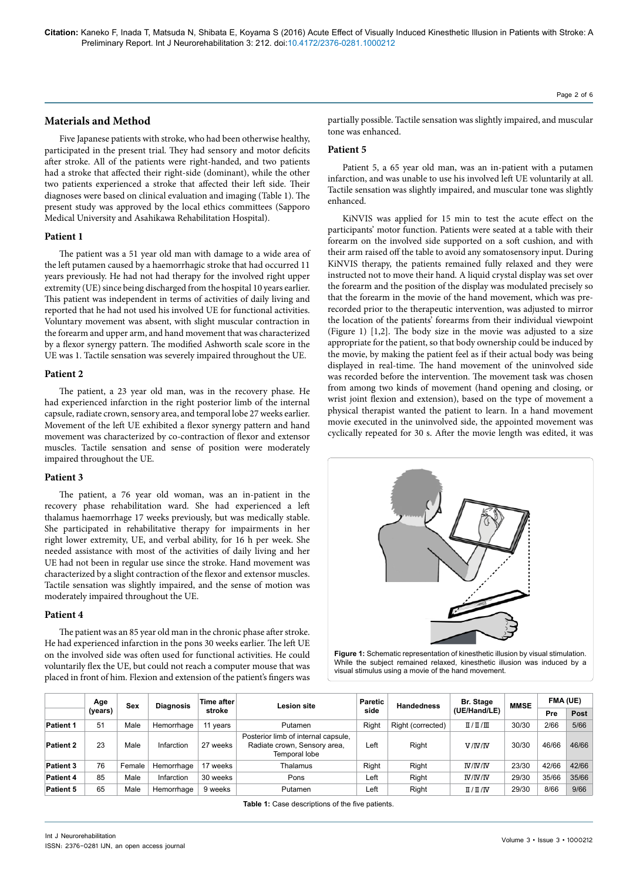## Materials and Method

Five Japanese patients with stroke, who had been otherwise healthy, participated in the present trial. They had sensory and motor deficits after stroke. All of the patients were right-handed, and two patients had a stroke that affected their right-side (dominant), while the other two patients experienced a stroke that affected their left side. Their diagnoses were based on clinical evaluation and imaging (Table 1). The present study was approved by the local ethics committees (Sapporo Medical University and Asahikawa Rehabilitation Hospital).

### Patient 1

The patient was a 51 year old man with damage to a wide area of the left putamen caused by a haemorrhagic stroke that had occurred 11 years previously. He had not had therapy for the involved right upper extremity (UE) since being discharged from the hospital 10 years earlier. This patient was independent in terms of activities of daily living and reported that he had not used his involved UE for functional activities. Voluntary movement was absent, with slight muscular contraction in the forearm and upper arm, and hand movement that was characterized by a flexor synergy pattern. The modified Ashworth scale score in the UE was 1. Tactile sensation was severely impaired throughout the UE.

### Patient 2

The patient, a 23 year old man, was in the recovery phase. He had experienced infarction in the right posterior limb of the internal capsule, radiate crown, sensory area, and temporal lobe 27 weeks earlier. Movement of the left UE exhibited a flexor synergy pattern and hand movement was characterized by co-contraction of flexor and extensor muscles. Tactile sensation and sense of position were moderately impaired throughout the UE.

### Patient 3

The patient, a 76 year old woman, was an in-patient in the recovery phase rehabilitation ward. She had experienced a left thalamus haemorrhage 17 weeks previously, but was medically stable. She participated in rehabilitative therapy for impairments in her right lower extremity, UE, and verbal ability, for 16 h per week. She needed assistance with most of the activities of daily living and her UE had not been in regular use since the stroke. Hand movement was characterized by a slight contraction of the flexor and extensor muscles. Tactile sensation was slightly impaired, and the sense of motion was moderately impaired throughout the UE.

### Patient 4

The patient was an 85 year old man in the chronic phase after stroke. He had experienced infarction in the pons 30 weeks earlier. The left UE on the involved side was often used for functional activities. He could voluntarily flex the UE, but could not reach a computer mouse that was placed in front of him. Flexion and extension of the patient's fingers was partially possible. Tactile sensation was slightly impaired, and muscular tone was enhanced.

### Patient 5

Patient 5, a 65 year old man, was an in-patient with a putamen infarction, and was unable to use his involved left UE voluntarily at all. Tactile sensation was slightly impaired, and muscular tone was slightly enhanced.

KiNVIS was applied for 15 min to test the acute effect on the participants' motor function. Patients were seated at a table with their forearm on the involved side supported on a soft cushion, and with their arm raised off the table to avoid any somatosensory input. During KiNVIS therapy, the patients remained fully relaxed and they were instructed not to move their hand. A liquid crystal display was set over the forearm and the position of the display was modulated precisely so that the forearm in the movie of the hand movement, which was pre-recorded prior to the therapeutic intervention, was adjusted to mirror the location of the patients' forearms from their individual viewpoint (Figure 1) [1,2]. The body size in the movie was adjusted to a size appropriate for the patient, so that body ownership could be induced by the movie, by making the patient feel as if their actual body was being displayed in real-time. The hand movement of the uninvolved side was recorded before the intervention. The movement task was chosen from among two kinds of movement (hand opening and closing, or wrist joint flexion and extension), based on the type of movement a physical therapist wanted the patient to learn. In a hand movement movie executed in the uninvolved side, the appointed movement was cyclically repeated for 30 s. After the movie length was edited, it was

**Figure 1:** Schematic representation of kinesthetic illusion by visual stimulation. While the subject remained relaxed, kinesthetic illusion was induced by a visual stimulus using a movie of the hand movement.

| | Age (years) | Sex | Diagnosis | Time after stroke | Lesion site | Paretic side | Handedness | Br. Stage (UE/Hand/LE) | MMSE | FMA (UE) | |
|---|---|---|---|---|---|---|---|---|---|---|---|
| | | | | | | | | | | Pre | Post |
| Patient 1 | 51 | Male | Hemorrhage | 11 years | Putamen | Right | Right (corrected) | Ⅱ/Ⅱ/Ⅲ | 30/30 | 2/66 | 5/66 |
| Patient 2 | 23 | Male | Infarction | 27 weeks | Posterior limb of internal capsule, Radiate crown, Sensory area, Temporal lobe | Left | Right | Ⅴ/Ⅳ/Ⅳ | 30/30 | 46/66 | 46/66 |
| Patient 3 | 76 | Female | Hemorrhage | 17 weeks | Thalamus | Right | Right | Ⅳ/Ⅳ/Ⅳ | 23/30 | 42/66 | 42/66 |
| Patient 4 | 85 | Male | Infarction | 30 weeks | Pons | Left | Right | Ⅳ/Ⅳ/Ⅳ | 29/30 | 35/66 | 35/66 |
| Patient 5 | 65 | Male | Hemorrhage | 9 weeks | Putamen | Left | Right | Ⅱ/Ⅱ/Ⅳ | 29/30 | 8/66 | 9/66 |

**Table 1:** Case descriptions of the five patients.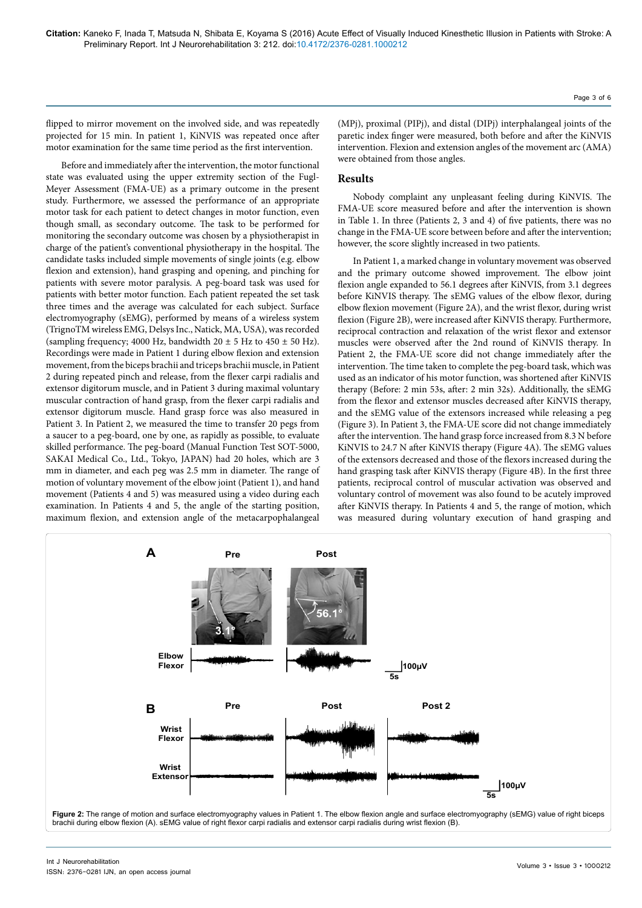flipped to mirror movement on the involved side, and was repeatedly projected for 15 min. In patient 1, KiNVIS was repeated once after motor examination for the same time period as the first intervention.

Before and immediately after the intervention, the motor functional state was evaluated using the upper extremity section of the Fugl-Meyer Assessment (FMA-UE) as a primary outcome in the present study. Furthermore, we assessed the performance of an appropriate motor task for each patient to detect changes in motor function, even though small, as secondary outcome. The task to be performed for monitoring the secondary outcome was chosen by a physiotherapist in charge of the patient's conventional physiotherapy in the hospital. The candidate tasks included simple movements of single joints (e.g. elbow flexion and extension), hand grasping and opening, and pinching for patients with severe motor paralysis. A peg-board task was used for patients with better motor function. Each patient repeated the set task three times and the average was calculated for each subject. Surface electromyography (sEMG), performed by means of a wireless system (TrignoTM wireless EMG, Delsys Inc., Natick, MA, USA), was recorded (sampling frequency; 4000 Hz, bandwidth 20 ± 5 Hz to 450 ± 50 Hz). Recordings were made in Patient 1 during elbow flexion and extension movement, from the biceps brachii and triceps brachii muscle, in Patient 2 during repeated pinch and release, from the flexer carpi radialis and extensor digitorum muscle, and in Patient 3 during maximal voluntary muscular contraction of hand grasp, from the flexer carpi radialis and extensor digitorum muscle. Hand grasp force was also measured in Patient 3. In Patient 2, we measured the time to transfer 20 pegs from a saucer to a peg-board, one by one, as rapidly as possible, to evaluate skilled performance. The peg-board (Manual Function Test SOT-5000, SAKAI Medical Co., Ltd., Tokyo, JAPAN) had 20 holes, which are 3 mm in diameter, and each peg was 2.5 mm in diameter. The range of motion of voluntary movement of the elbow joint (Patient 1), and hand movement (Patients 4 and 5) was measured using a video during each examination. In Patients 4 and 5, the angle of the starting position, maximum flexion, and extension angle of the metacarpophalangeal (MPj), proximal (PIPj), and distal (DIPj) interphalangeal joints of the paretic index finger were measured, both before and after the KiNVIS intervention. Flexion and extension angles of the movement arc (AMA) were obtained from those angles.

## Results

Nobody complaint any unpleasant feeling during KiNVIS. The FMA-UE score measured before and after the intervention is shown in Table 1. In three (Patients 2, 3 and 4) of five patients, there was no change in the FMA-UE score between before and after the intervention; however, the score slightly increased in two patients.

In Patient 1, a marked change in voluntary movement was observed and the primary outcome showed improvement. The elbow joint flexion angle expanded to 56.1 degrees after KiNVIS, from 3.1 degrees before KiNVIS therapy. The sEMG values of the elbow flexor, during elbow flexion movement (Figure 2A), and the wrist flexor, during wrist flexion (Figure 2B), were increased after KiNVIS therapy. Furthermore, reciprocal contraction and relaxation of the wrist flexor and extensor muscles were observed after the 2nd round of KiNVIS therapy. In Patient 2, the FMA-UE score did not change immediately after the intervention. The time taken to complete the peg-board task, which was used as an indicator of his motor function, was shortened after KiNVIS therapy (Before: 2 min 53s, after: 2 min 32s). Additionally, the sEMG from the flexor and extensor muscles decreased after KiNVIS therapy, and the sEMG value of the extensors increased while releasing a peg (Figure 3). In Patient 3, the FMA-UE score did not change immediately after the intervention. The hand grasp force increased from 8.3 N before KiNVIS to 24.7 N after KiNVIS therapy (Figure 4A). The sEMG values of the extensors decreased and those of the flexors increased during the hand grasping task after KiNVIS therapy (Figure 4B). In the first three patients, reciprocal control of muscular activation was observed and voluntary control of movement was also found to be acutely improved after KiNVIS therapy. In Patients 4 and 5, the range of motion, which was measured during voluntary execution of hand grasping and

**Figure 2:** The range of motion and surface electromyography values in Patient 1. The elbow flexion angle and surface electromyography (sEMG) value of right biceps brachii during elbow flexion (A). sEMG value of right flexor carpi radialis and extensor carpi radialis during wrist flexion (B).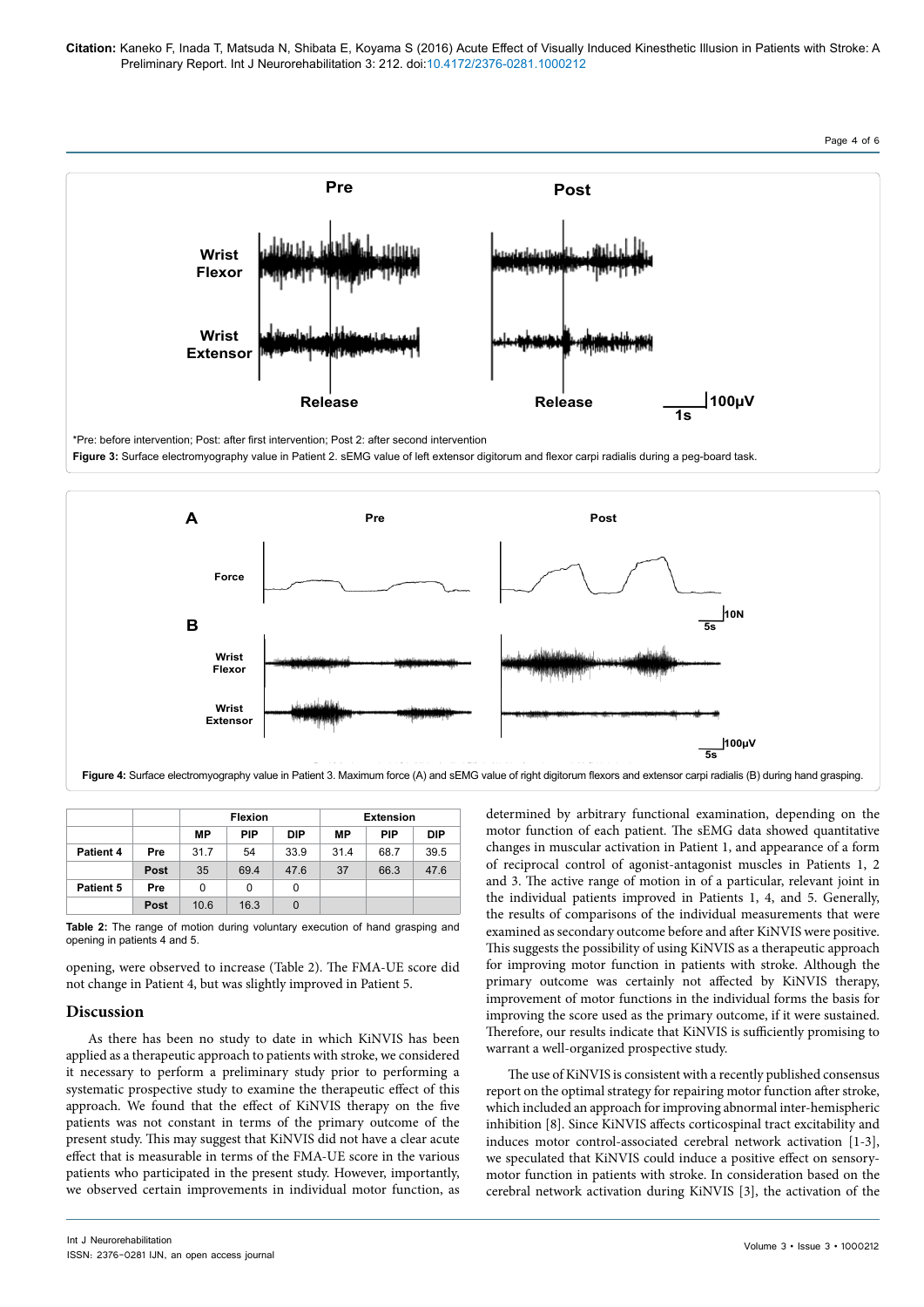*Pre: before intervention; Post: after first intervention; Post 2: after second intervention

**Figure 3:** Surface electromyography value in Patient 2. sEMG value of left extensor digitorum and flexor carpi radialis during a peg-board task.

**Figure 4:** Surface electromyography value in Patient 3. Maximum force (A) and sEMG value of right digitorum flexors and extensor carpi radialis (B) during hand grasping.

| | | Flexion | | | Extension | | |
|---|---|---|---|---|---|---|---|
| | | MP | PIP | DIP | MP | PIP | DIP |
| Patient 4 | Pre | 31.7 | 54 | 33.9 | 31.4 | 68.7 | 39.5 |
| | Post | 35 | 69.4 | 47.6 | 37 | 66.3 | 47.6 |
| Patient 5 | Pre | 0 | 0 | 0 | | | |
| | Post | 10.6 | 16.3 | 0 | | | |

**Table 2:** The range of motion during voluntary execution of hand grasping and opening in patients 4 and 5.

opening, were observed to increase (Table 2). The FMA-UE score did not change in Patient 4, but was slightly improved in Patient 5.

## Discussion

As there has been no study to date in which KiNVIS has been applied as a therapeutic approach to patients with stroke, we considered it necessary to perform a preliminary study prior to performing a systematic prospective study to examine the therapeutic effect of this approach. We found that the effect of KiNVIS therapy on the five patients was not constant in terms of the primary outcome of the present study. This may suggest that KiNVIS did not have a clear acute effect that is measurable in terms of the FMA-UE score in the various patients who participated in the present study. However, importantly, we observed certain improvements in individual motor function, as determined by arbitrary functional examination, depending on the motor function of each patient. The sEMG data showed quantitative changes in muscular activation in Patient 1, and appearance of a form of reciprocal control of agonist-antagonist muscles in Patients 1, 2 and 3. The active range of motion in of a particular, relevant joint in the individual patients improved in Patients 1, 4, and 5. Generally, the results of comparisons of the individual measurements that were examined as secondary outcome before and after KiNVIS were positive. This suggests the possibility of using KiNVIS as a therapeutic approach for improving motor function in patients with stroke. Although the primary outcome was certainly not affected by KiNVIS therapy, improvement of motor functions in the individual forms the basis for improving the score used as the primary outcome, if it were sustained. Therefore, our results indicate that KiNVIS is sufficiently promising to warrant a well-organized prospective study.

The use of KiNVIS is consistent with a recently published consensus report on the optimal strategy for repairing motor function after stroke, which included an approach for improving abnormal inter-hemispheric inhibition [8]. Since KiNVIS affects corticospinal tract excitability and induces motor control-associated cerebral network activation [1-3], we speculated that KiNVIS could induce a positive effect on sensory-motor function in patients with stroke. In consideration based on the cerebral network activation during KiNVIS [3], the activation of the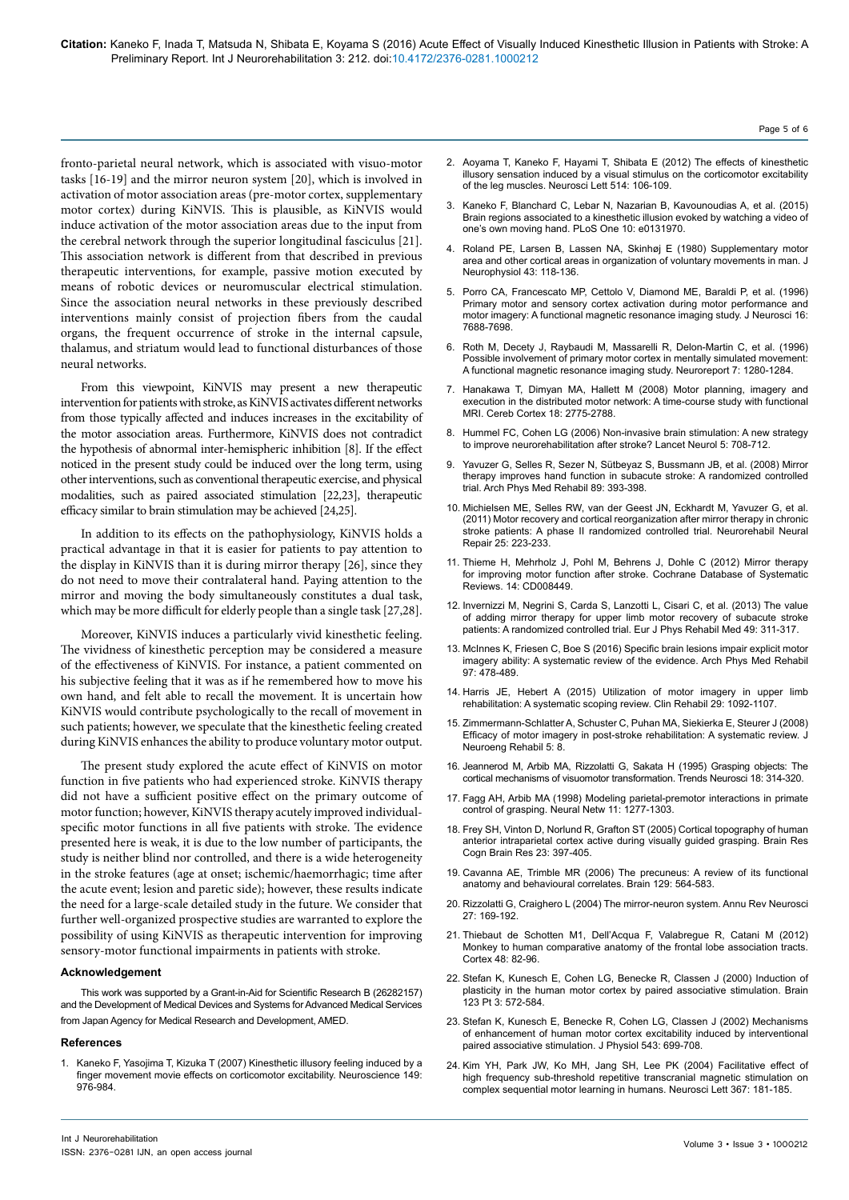fronto-parietal neural network, which is associated with visuo-motor tasks [16-19] and the mirror neuron system [20], which is involved in activation of motor association areas (pre-motor cortex, supplementary motor cortex) during KiNVIS. This is plausible, as KiNVIS would induce activation of the motor association areas due to the input from the cerebral network through the superior longitudinal fasciculus [21]. This association network is different from that described in previous therapeutic interventions, for example, passive motion executed by means of robotic devices or neuromuscular electrical stimulation. Since the association neural networks in these previously described interventions mainly consist of projection fibers from the caudal organs, the frequent occurrence of stroke in the internal capsule, thalamus, and striatum would lead to functional disturbances of those neural networks.

From this viewpoint, KiNVIS may present a new therapeutic intervention for patients with stroke, as KiNVIS activates different networks from those typically affected and induces increases in the excitability of the motor association areas. Furthermore, KiNVIS does not contradict the hypothesis of abnormal inter-hemispheric inhibition [8]. If the effect noticed in the present study could be induced over the long term, using other interventions, such as conventional therapeutic exercise, and physical modalities, such as paired associated stimulation [22,23], therapeutic efficacy similar to brain stimulation may be achieved [24,25].

In addition to its effects on the pathophysiology, KiNVIS holds a practical advantage in that it is easier for patients to pay attention to the display in KiNVIS than it is during mirror therapy [26], since they do not need to move their contralateral hand. Paying attention to the mirror and moving the body simultaneously constitutes a dual task, which may be more difficult for elderly people than a single task [27,28].

Moreover, KiNVIS induces a particularly vivid kinesthetic feeling. The vividness of kinesthetic perception may be considered a measure of the effectiveness of KiNVIS. For instance, a patient commented on his subjective feeling that it was as if he remembered how to move his own hand, and felt able to recall the movement. It is uncertain how KiNVIS would contribute psychologically to the recall of movement in such patients; however, we speculate that the kinesthetic feeling created during KiNVIS enhances the ability to produce voluntary motor output.

The present study explored the acute effect of KiNVIS on motor function in five patients who had experienced stroke. KiNVIS therapy did not have a sufficient positive effect on the primary outcome of motor function; however, KiNVIS therapy acutely improved individual-specific motor functions in all five patients with stroke. The evidence presented here is weak, it is due to the low number of participants, the study is neither blind nor controlled, and there is a wide heterogeneity in the stroke features (age at onset; ischemic/haemorrhagic; time after the acute event; lesion and paretic side); however, these results indicate the need for a large-scale detailed study in the future. We consider that further well-organized prospective studies are warranted to explore the possibility of using KiNVIS as therapeutic intervention for improving sensory-motor functional impairments in patients with stroke.

### Acknowledgement

This work was supported by a Grant-in-Aid for Scientific Research B (26282157) and the Development of Medical Devices and Systems for Advanced Medical Services from Japan Agency for Medical Research and Development, AMED.

### References

1. Kaneko F, Yasojima T, Kizuka T (2007) Kinesthetic illusory feeling induced by a finger movement movie effects on corticomotor excitability. Neuroscience 149: 976-984.
2. Aoyama T, Kaneko F, Hayami T, Shibata E (2012) The effects of kinesthetic illusory sensation induced by a visual stimulus on the corticomotor excitability of the leg muscles. Neurosci Lett 514: 106-109.
3. Kaneko F, Blanchard C, Lebar N, Nazarian B, Kavounoudias A, et al. (2015) Brain regions associated to a kinesthetic illusion evoked by watching a video of one's own moving hand. PLoS One 10: e0131970.
4. Roland PE, Larsen B, Lassen NA, Skinhøj E (1980) Supplementary motor area and other cortical areas in organization of voluntary movements in man. J Neurophysiol 43: 118-136.
5. Porro CA, Francescato MP, Cettolo V, Diamond ME, Baraldi P, et al. (1996) Primary motor and sensory cortex activation during motor performance and motor imagery: A functional magnetic resonance imaging study. J Neurosci 16: 7688-7698.
6. Roth M, Decety J, Raybaudi M, Massarelli R, Delon-Martin C, et al. (1996) Possible involvement of primary motor cortex in mentally simulated movement: A functional magnetic resonance imaging study. Neuroreport 7: 1280-1284.
7. Hanakawa T, Dimyan MA, Hallett M (2008) Motor planning, imagery and execution in the distributed motor network: A time-course study with functional MRI. Cereb Cortex 18: 2775-2788.
8. Hummel FC, Cohen LG (2006) Non-invasive brain stimulation: A new strategy to improve neurorehabilitation after stroke? Lancet Neurol 5: 708-712.
9. Yavuzer G, Selles R, Sezer N, Sütbeyaz S, Bussmann JB, et al. (2008) Mirror therapy improves hand function in subacute stroke: A randomized controlled trial. Arch Phys Med Rehabil 89: 393-398.
10. Michielsen ME, Selles RW, van der Geest JN, Eckhardt M, Yavuzer G, et al. (2011) Motor recovery and cortical reorganization after mirror therapy in chronic stroke patients: A phase II randomized controlled trial. Neurorehabil Neural Repair 25: 223-233.
11. Thieme H, Mehrholz J, Pohl M, Behrens J, Dohle C (2012) Mirror therapy for improving motor function after stroke. Cochrane Database of Systematic Reviews. 14: CD008449.
12. Invernizzi M, Negrini S, Carda S, Lanzotti L, Cisari C, et al. (2013) The value of adding mirror therapy for upper limb motor recovery of subacute stroke patients: A randomized controlled trial. Eur J Phys Rehabil Med 49: 311-317.
13. McInnes K, Friesen C, Boe S (2016) Specific brain lesions impair explicit motor imagery ability: A systematic review of the evidence. Arch Phys Med Rehabil 97: 478-489.
14. Harris JE, Hebert A (2015) Utilization of motor imagery in upper limb rehabilitation: A systematic scoping review. Clin Rehabil 29: 1092-1107.
15. Zimmermann-Schlatter A, Schuster C, Puhan MA, Siekierka E, Steurer J (2008) Efficacy of motor imagery in post-stroke rehabilitation: A systematic review. J Neuroeng Rehabil 5: 8.
16. Jeannerod M, Arbib MA, Rizzolatti G, Sakata H (1995) Grasping objects: The cortical mechanisms of visuomotor transformation. Trends Neurosci 18: 314-320.
17. Fagg AH, Arbib MA (1998) Modeling parietal-premotor interactions in primate control of grasping. Neural Netw 11: 1277-1303.
18. Frey SH, Vinton D, Norlund R, Grafton ST (2005) Cortical topography of human anterior intraparietal cortex active during visually guided grasping. Brain Res Cogn Brain Res 23: 397-405.
19. Cavanna AE, Trimble MR (2006) The precuneus: A review of its functional anatomy and behavioural correlates. Brain 129: 564-583.
20. Rizzolatti G, Craighero L (2004) The mirror-neuron system. Annu Rev Neurosci 27: 169-192.
21. Thiebaut de Schotten M1, Dell'Acqua F, Valabregue R, Catani M (2012) Monkey to human comparative anatomy of the frontal lobe association tracts. Cortex 48: 82-96.
22. Stefan K, Kunesch E, Cohen LG, Benecke R, Classen J (2000) Induction of plasticity in the human motor cortex by paired associative stimulation. Brain 123 Pt 3: 572-584.
23. Stefan K, Kunesch E, Benecke R, Cohen LG, Classen J (2002) Mechanisms of enhancement of human motor cortex excitability induced by interventional paired associative stimulation. J Physiol 543: 699-708.
24. Kim YH, Park JW, Ko MH, Jang SH, Lee PK (2004) Facilitative effect of high frequency sub-threshold repetitive transcranial magnetic stimulation on complex sequential motor learning in humans. Neurosci Lett 367: 181-185.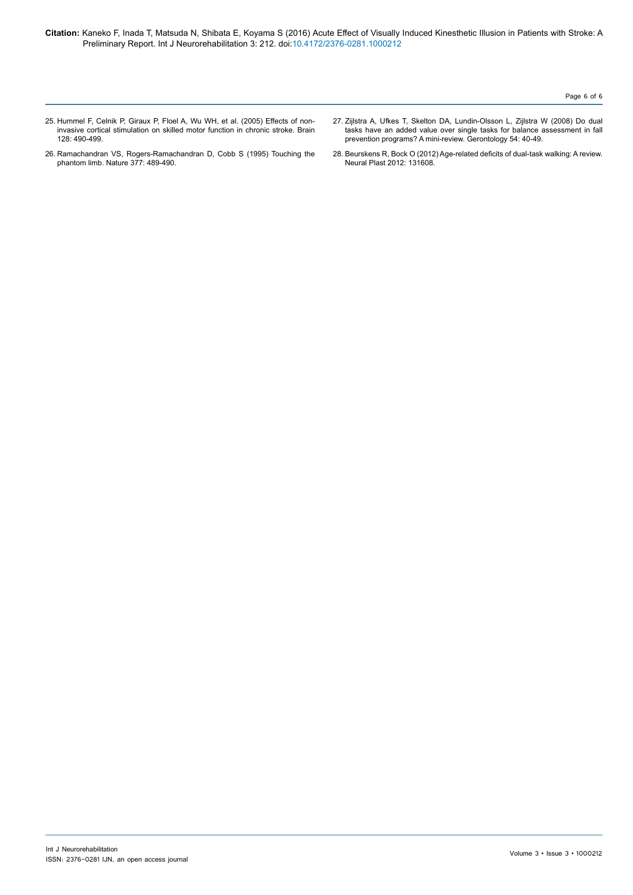25. Hummel F, Celnik P, Giraux P, Floel A, Wu WH, et al. (2005) Effects of non-invasive cortical stimulation on skilled motor function in chronic stroke. Brain 128: 490-499.
26. Ramachandran VS, Rogers-Ramachandran D, Cobb S (1995) Touching the phantom limb. Nature 377: 489-490.
27. Zijlstra A, Ufkes T, Skelton DA, Lundin-Olsson L, Zijlstra W (2008) Do dual tasks have an added value over single tasks for balance assessment in fall prevention programs? A mini-review. Gerontology 54: 40-49.
28. Beurskens R, Bock O (2012) Age-related deficits of dual-task walking: A review. Neural Plast 2012: 131608.